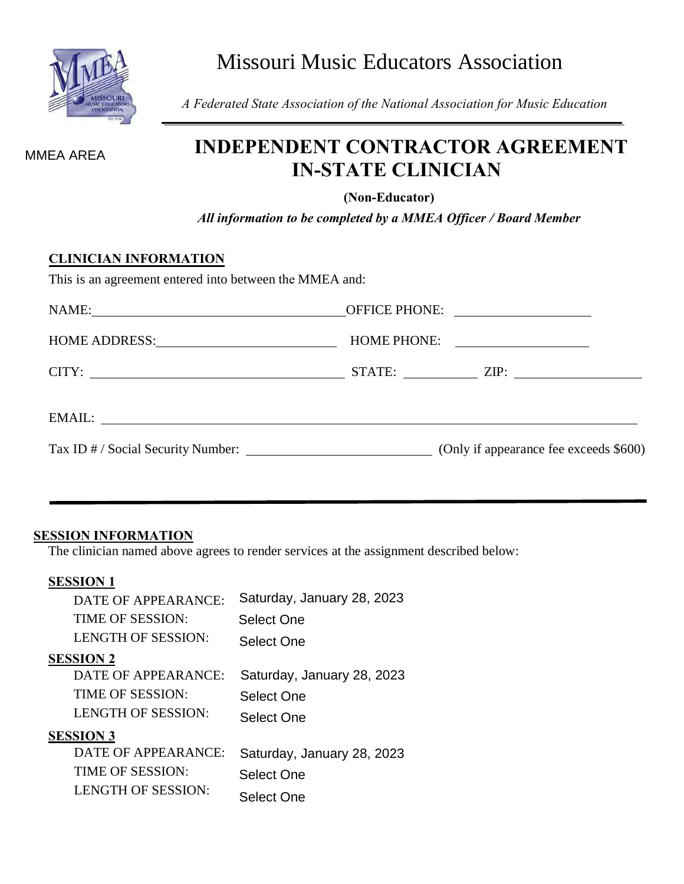# Missouri Music Educators Association

*A Federated State Association of the National Association for Music Education*

MMEA AREA

## INDEPENDENT CONTRACTOR AGREEMENT IN-STATE CLINICIAN

**(Non-Educator)**

***All information to be completed by a MMEA Officer / Board Member***

### CLINICIAN INFORMATION

This is an agreement entered into between the MMEA and:

NAME: ______________________ OFFICE PHONE: ______________

HOME ADDRESS: ______________________ HOME PHONE: ______________

CITY: ______________________ STATE: ________ ZIP: ______________

EMAIL: ____________________________________________

Tax ID # / Social Security Number: ______________________ (Only if appearance fee exceeds $600)

---

### SESSION INFORMATION

The clinician named above agrees to render services at the assignment described below:

**SESSION 1**

DATE OF APPEARANCE: Saturday, January 28, 2023
TIME OF SESSION: Select One
LENGTH OF SESSION: Select One

**SESSION 2**

DATE OF APPEARANCE: Saturday, January 28, 2023
TIME OF SESSION: Select One
LENGTH OF SESSION: Select One

**SESSION 3**

DATE OF APPEARANCE: Saturday, January 28, 2023
TIME OF SESSION: Select One
LENGTH OF SESSION: Select One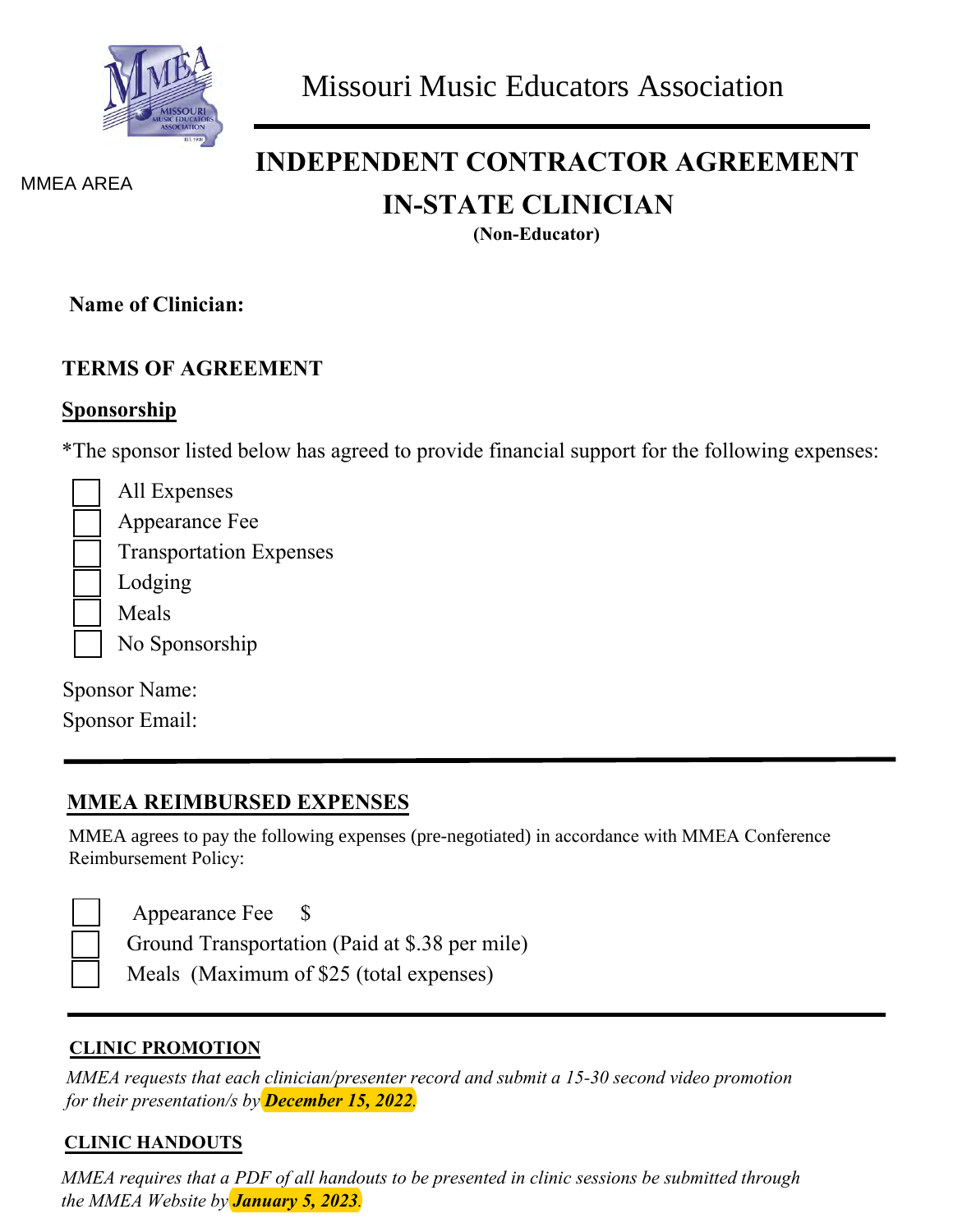Missouri Music Educators Association

MMEA AREA

# INDEPENDENT CONTRACTOR AGREEMENT

## IN-STATE CLINICIAN

**(Non-Educator)**

**Name of Clinician:**

**TERMS OF AGREEMENT**

**Sponsorship**

*The sponsor listed below has agreed to provide financial support for the following expenses:

- ☐ All Expenses
- ☐ Appearance Fee
- ☐ Transportation Expenses
- ☐ Lodging
- ☐ Meals
- ☐ No Sponsorship

Sponsor Name:

Sponsor Email:

---

**MMEA REIMBURSED EXPENSES**

MMEA agrees to pay the following expenses (pre-negotiated) in accordance with MMEA Conference Reimbursement Policy:

- ☐ Appearance Fee $
- ☐ Ground Transportation (Paid at $.38 per mile)
- ☐ Meals (Maximum of $25 (total expenses)

---

**CLINIC PROMOTION**

*MMEA requests that each clinician/presenter record and submit a 15-30 second video promotion for their presentation/s by* ***December 15, 2022****.*

**CLINIC HANDOUTS**

*MMEA requires that a PDF of all handouts to be presented in clinic sessions be submitted through the MMEA Website by* ***January 5, 2023****.*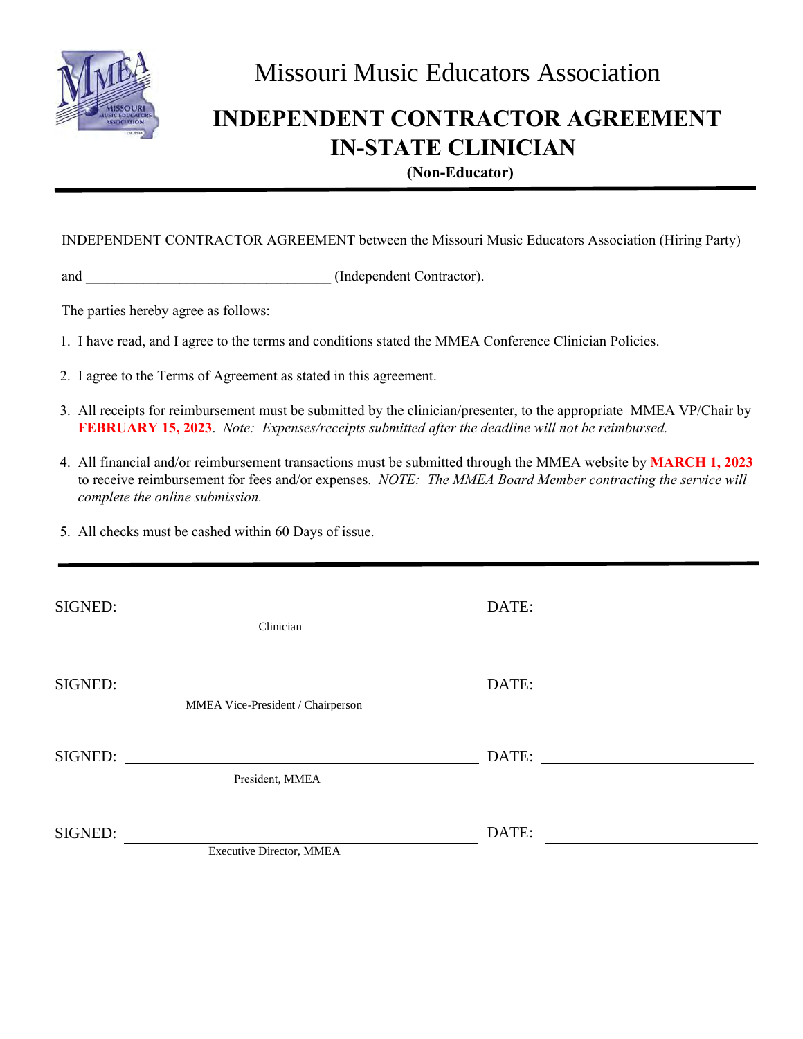# Missouri Music Educators Association

# INDEPENDENT CONTRACTOR AGREEMENT IN-STATE CLINICIAN

**(Non-Educator)**

---

INDEPENDENT CONTRACTOR AGREEMENT between the Missouri Music Educators Association (Hiring Party)

and ___________________________________ (Independent Contractor).

The parties hereby agree as follows:

1. I have read, and I agree to the terms and conditions stated the MMEA Conference Clinician Policies.
2. I agree to the Terms of Agreement as stated in this agreement.
3. All receipts for reimbursement must be submitted by the clinician/presenter, to the appropriate MMEA VP/Chair by **FEBRUARY 15, 2023**. *Note: Expenses/receipts submitted after the deadline will not be reimbursed.*
4. All financial and/or reimbursement transactions must be submitted through the MMEA website by **MARCH 1, 2023** to receive reimbursement for fees and/or expenses. *NOTE: The MMEA Board Member contracting the service will complete the online submission.*
5. All checks must be cashed within 60 Days of issue.

---

SIGNED: ___________________________________ DATE: ____________________
Clinician

SIGNED: ___________________________________ DATE: ____________________
MMEA Vice-President / Chairperson

SIGNED: ___________________________________ DATE: ____________________
President, MMEA

SIGNED: ___________________________________ DATE: ____________________
Executive Director, MMEA